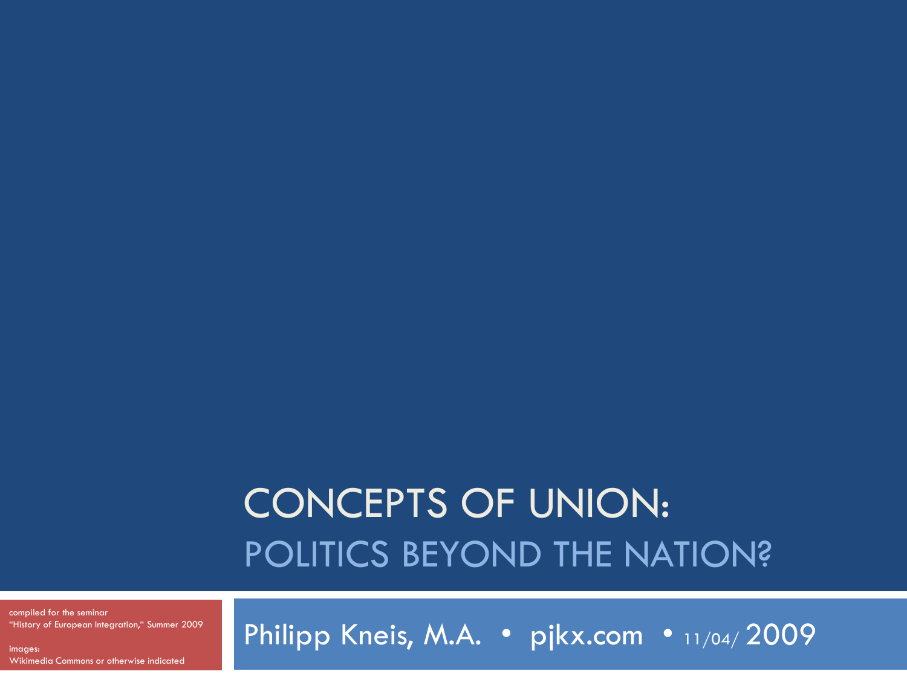# CONCEPTS OF UNION:
## POLITICS BEYOND THE NATION?

compiled for the seminar
“History of European Integration,“ Summer 2009

images:
Wikimedia Commons or otherwise indicated

Philipp Kneis, M.A. • pjkx.com • 11/04/ 2009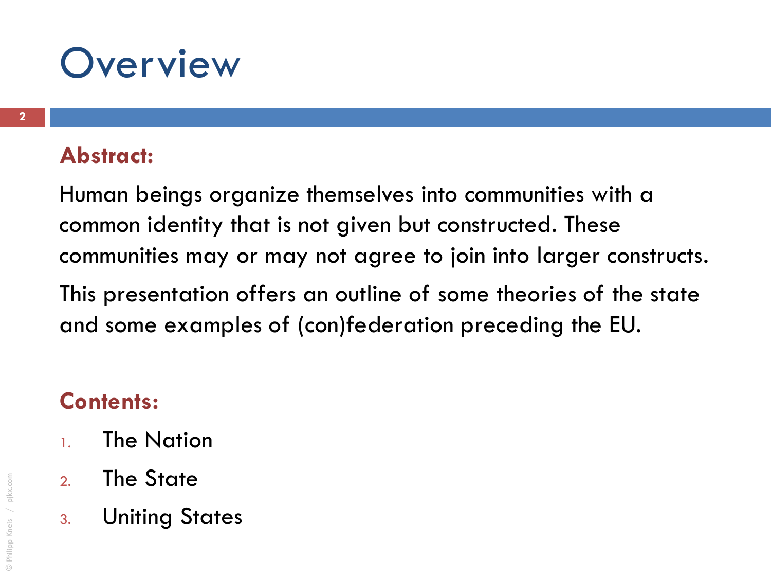# Overview

**Abstract:**

Human beings organize themselves into communities with a common identity that is not given but constructed. These communities may or may not agree to join into larger constructs.

This presentation offers an outline of some theories of the state and some examples of (con)federation preceding the EU.

**Contents:**

1. The Nation
2. The State
3. Uniting States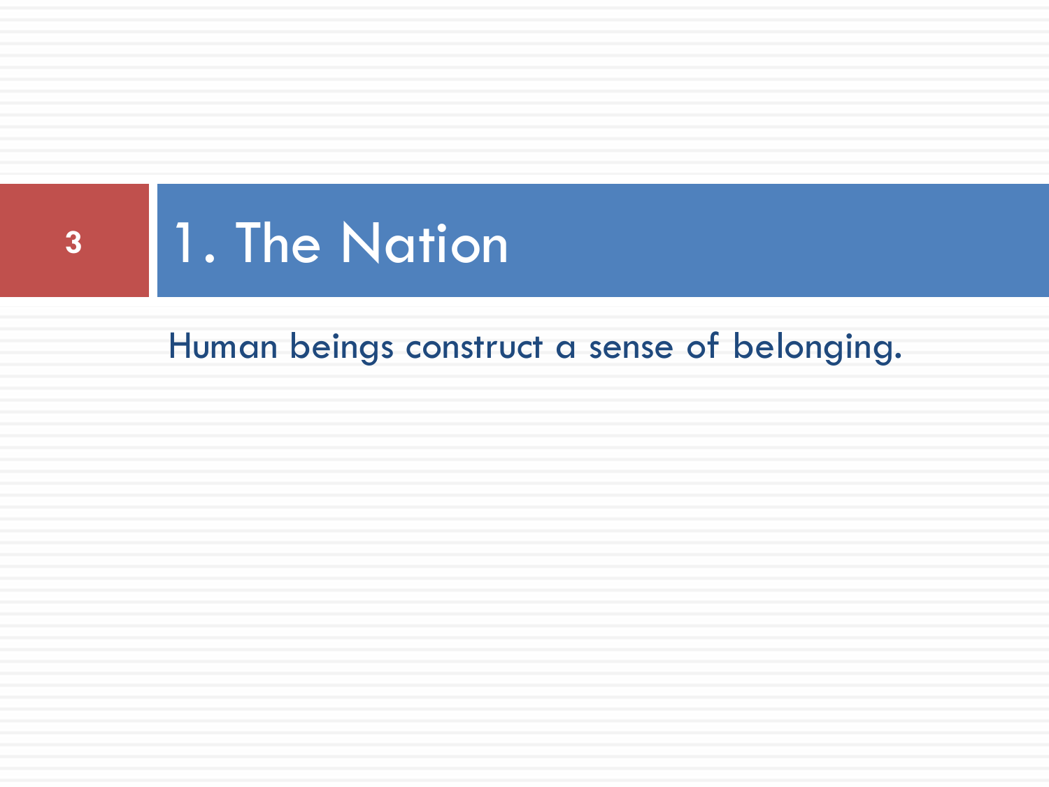# 1. The Nation

Human beings construct a sense of belonging.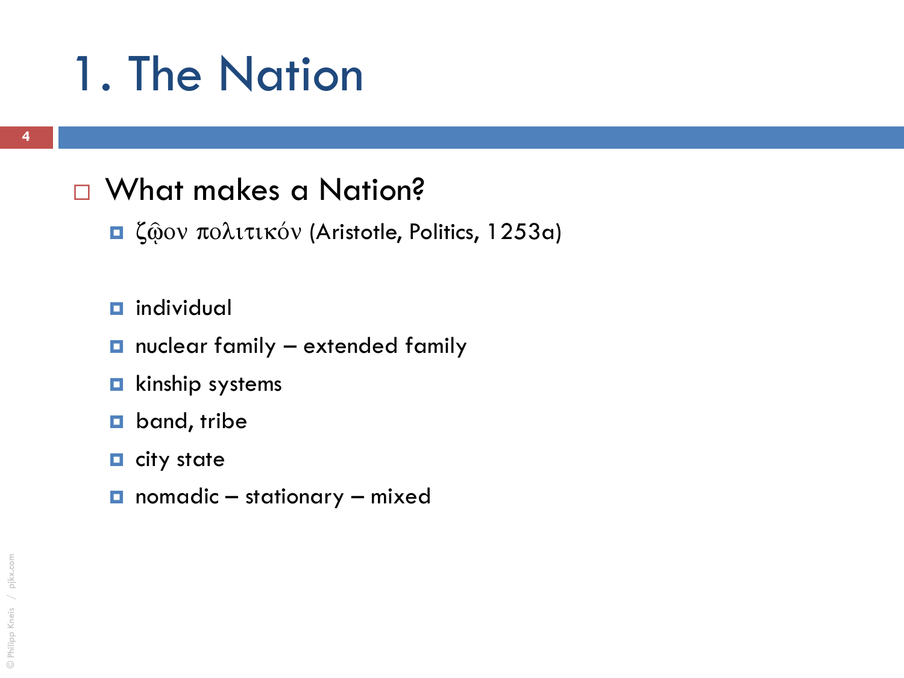# 1. The Nation

- What makes a Nation?
  - ζῷον πολιτικόν (Aristotle, Politics, 1253a)

  - individual
  - nuclear family – extended family
  - kinship systems
  - band, tribe
  - city state
  - nomadic – stationary – mixed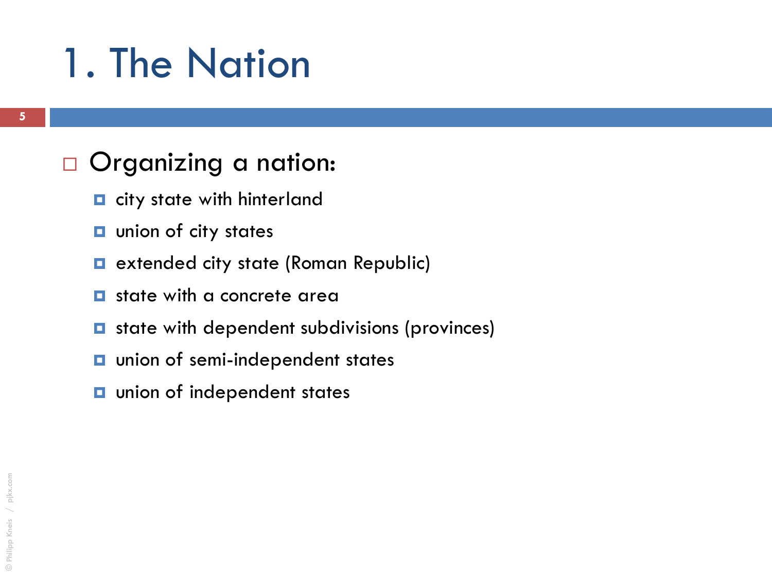# 1. The Nation

- Organizing a nation:
  - city state with hinterland
  - union of city states
  - extended city state (Roman Republic)
  - state with a concrete area
  - state with dependent subdivisions (provinces)
  - union of semi-independent states
  - union of independent states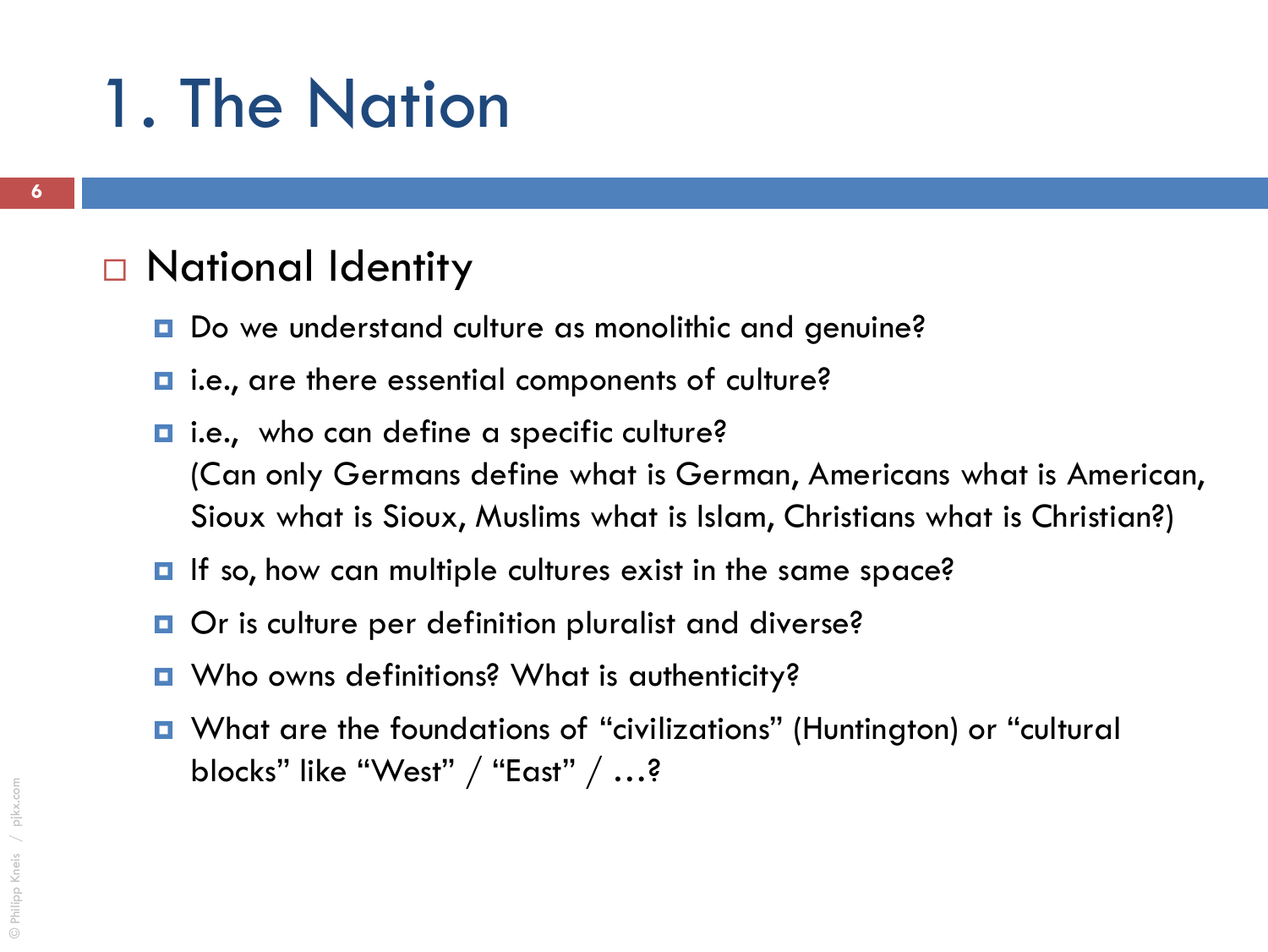# 1. The Nation

- National Identity
  - Do we understand culture as monolithic and genuine?
  - i.e., are there essential components of culture?
  - i.e., who can define a specific culture?
    (Can only Germans define what is German, Americans what is American, Sioux what is Sioux, Muslims what is Islam, Christians what is Christian?)
  - If so, how can multiple cultures exist in the same space?
  - Or is culture per definition pluralist and diverse?
  - Who owns definitions? What is authenticity?
  - What are the foundations of "civilizations" (Huntington) or "cultural blocks" like "West" / "East" / …?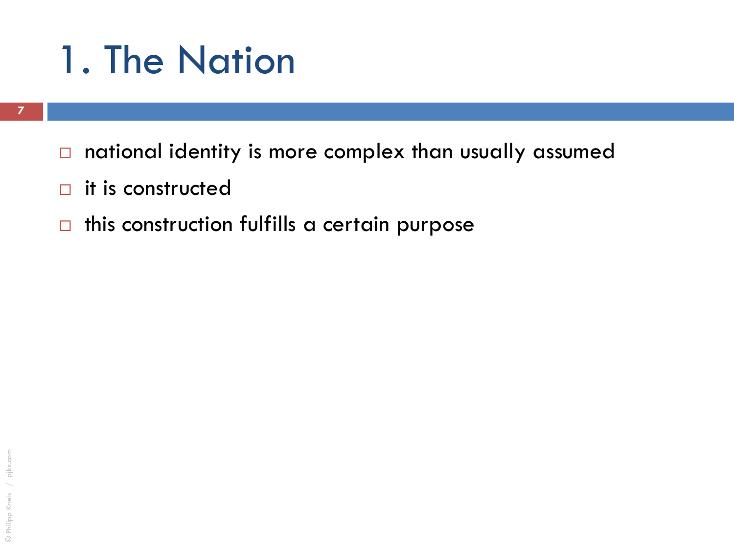# 1. The Nation

- national identity is more complex than usually assumed
- it is constructed
- this construction fulfills a certain purpose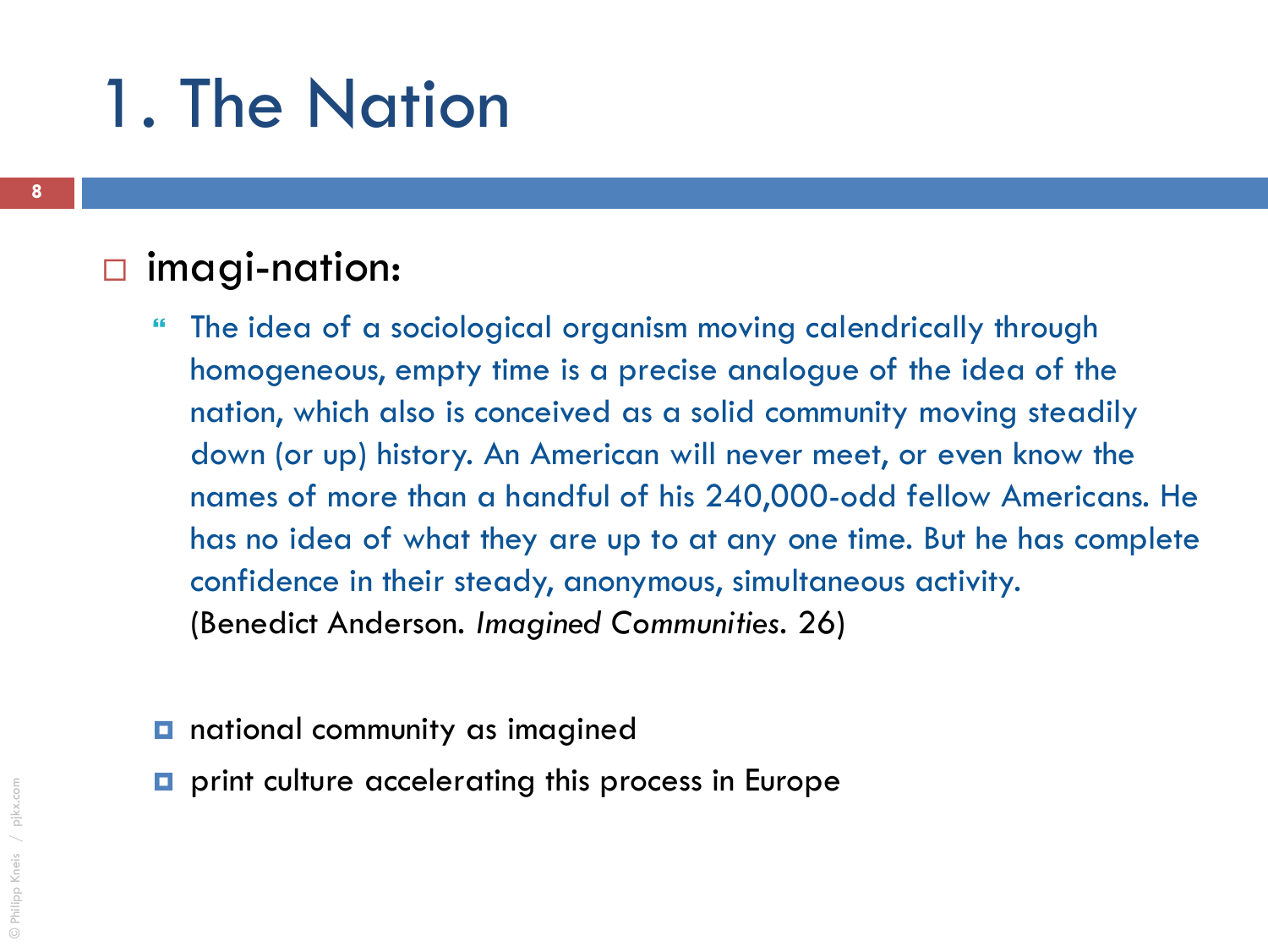# 1. The Nation

- imagi-nation:

  > The idea of a sociological organism moving calendrically through homogeneous, empty time is a precise analogue of the idea of the nation, which also is conceived as a solid community moving steadily down (or up) history. An American will never meet, or even know the names of more than a handful of his 240,000-odd fellow Americans. He has no idea of what they are up to at any one time. But he has complete confidence in their steady, anonymous, simultaneous activity.
  > (Benedict Anderson. *Imagined Communities*. 26)

  - national community as imagined
  - print culture accelerating this process in Europe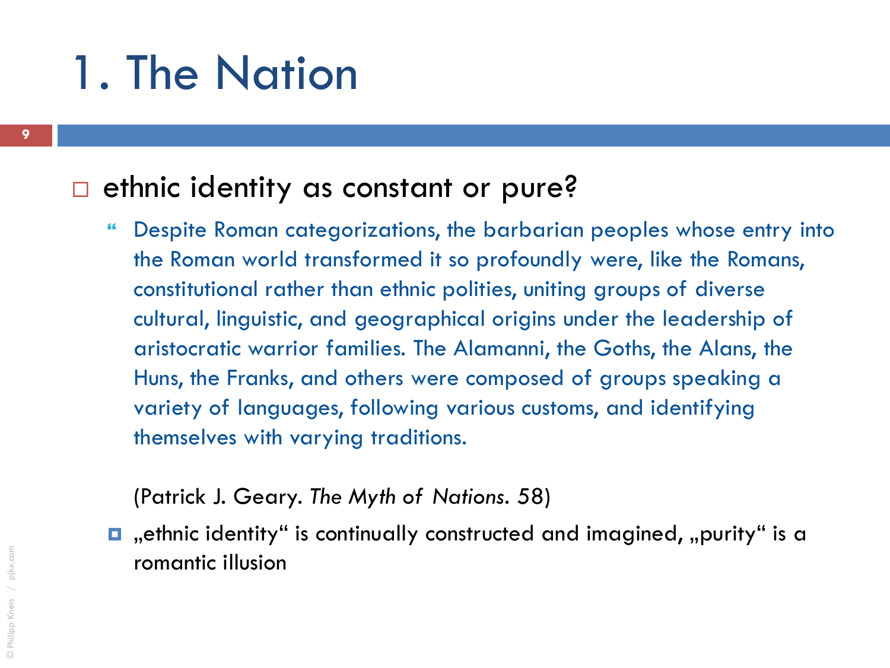# 1. The Nation

- ethnic identity as constant or pure?

  > Despite Roman categorizations, the barbarian peoples whose entry into the Roman world transformed it so profoundly were, like the Romans, constitutional rather than ethnic polities, uniting groups of diverse cultural, linguistic, and geographical origins under the leadership of aristocratic warrior families. The Alamanni, the Goths, the Alans, the Huns, the Franks, and others were composed of groups speaking a variety of languages, following various customs, and identifying themselves with varying traditions.

  (Patrick J. Geary. *The Myth of Nations*. 58)

  - „ethnic identity" is continually constructed and imagined, „purity" is a romantic illusion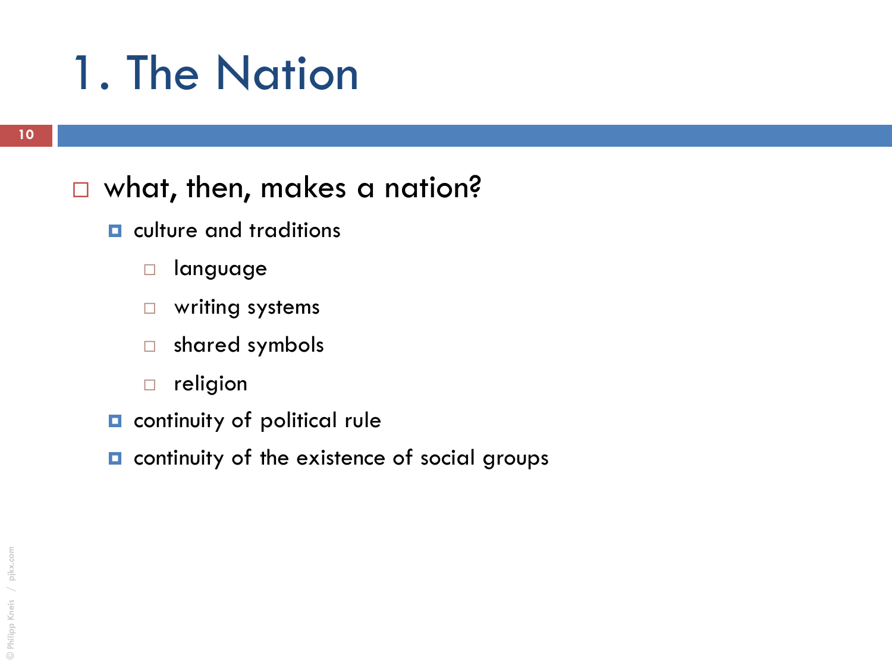# 1. The Nation

- what, then, makes a nation?
  - culture and traditions
    - language
    - writing systems
    - shared symbols
    - religion
  - continuity of political rule
  - continuity of the existence of social groups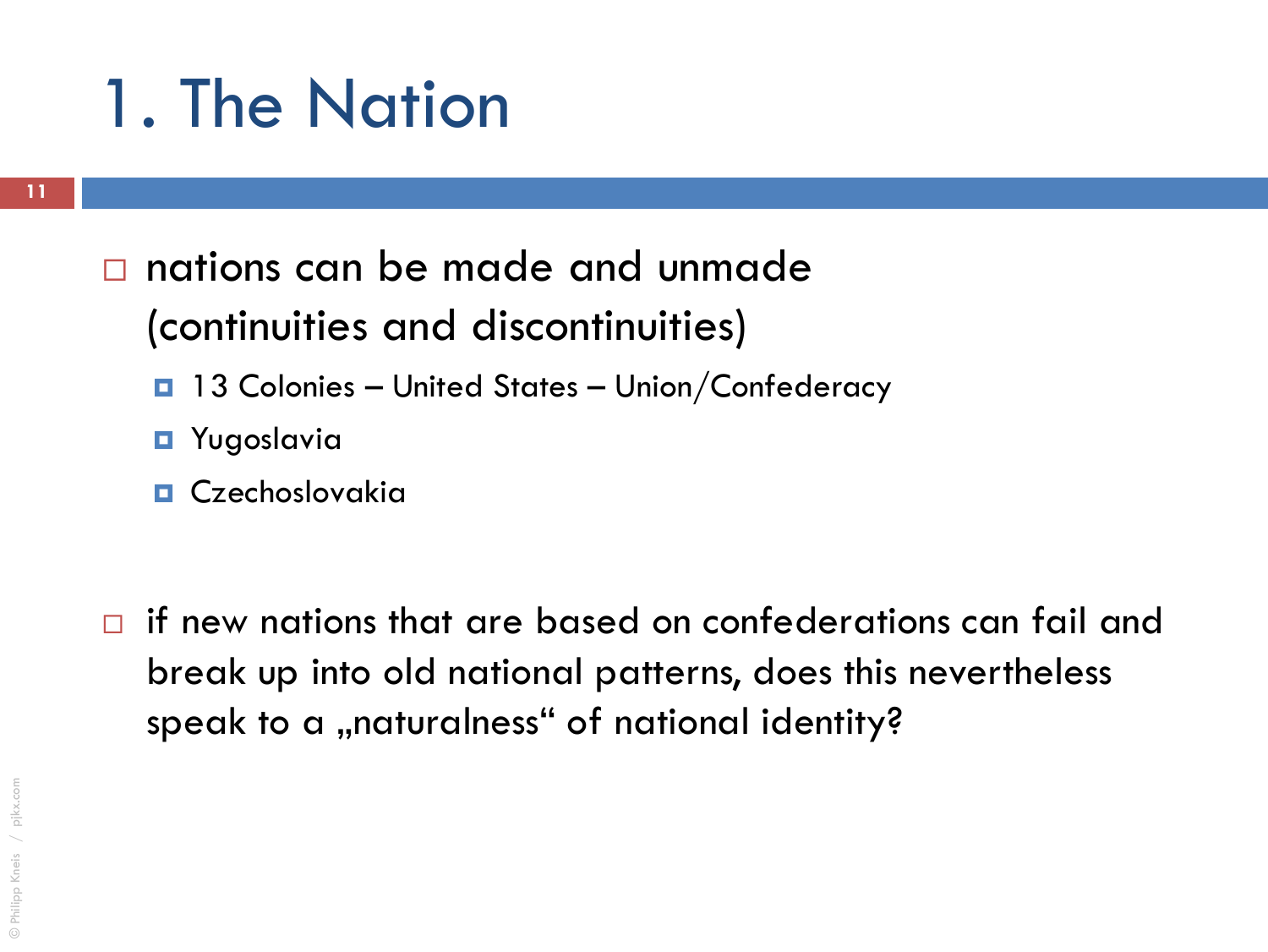# 1. The Nation

- nations can be made and unmade (continuities and discontinuities)
  - 13 Colonies – United States – Union/Confederacy
  - Yugoslavia
  - Czechoslovakia

- if new nations that are based on confederations can fail and break up into old national patterns, does this nevertheless speak to a „naturalness“ of national identity?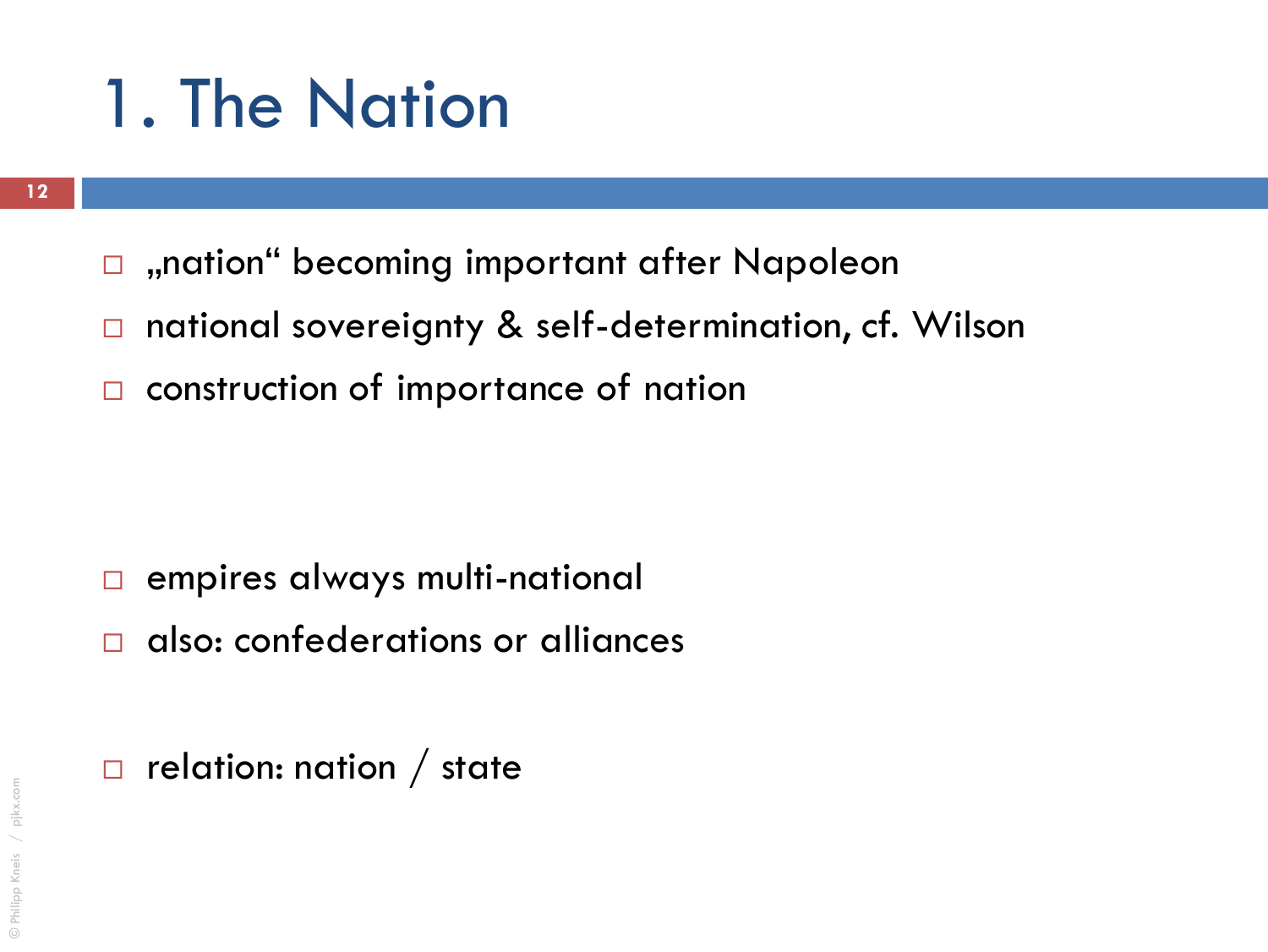# 1. The Nation

- „nation“ becoming important after Napoleon
- national sovereignty & self-determination, cf. Wilson
- construction of importance of nation

- empires always multi-national
- also: confederations or alliances

- relation: nation / state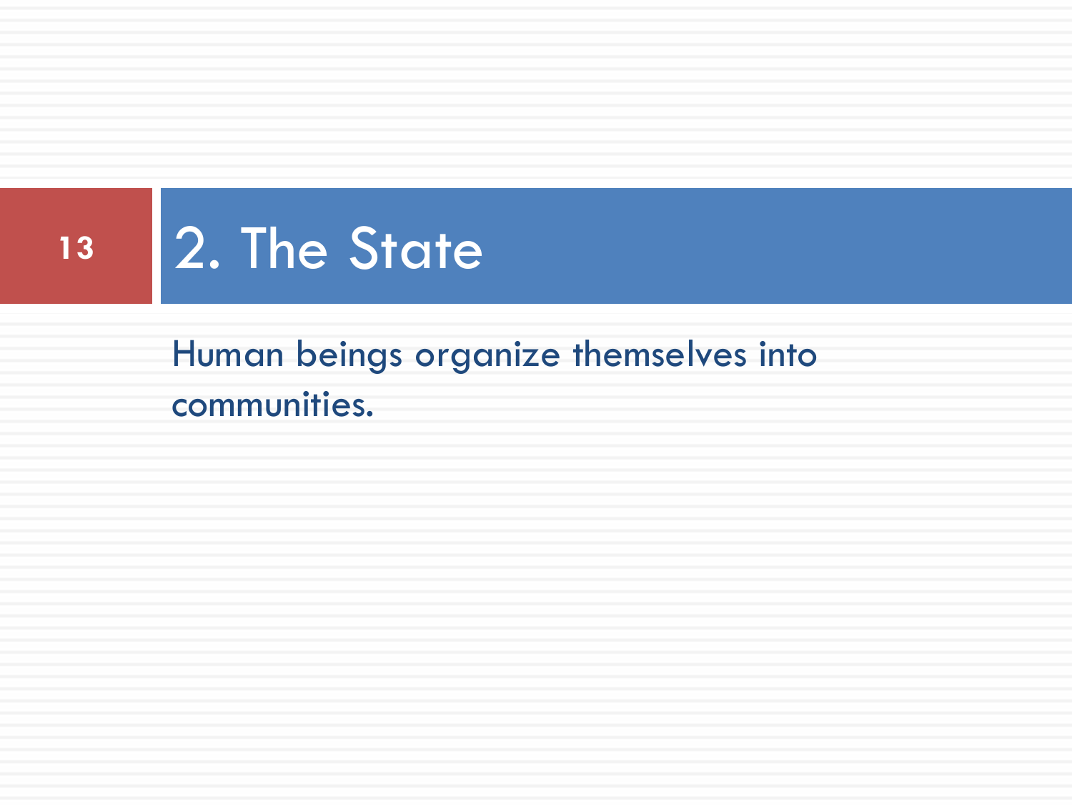# 2. The State

Human beings organize themselves into communities.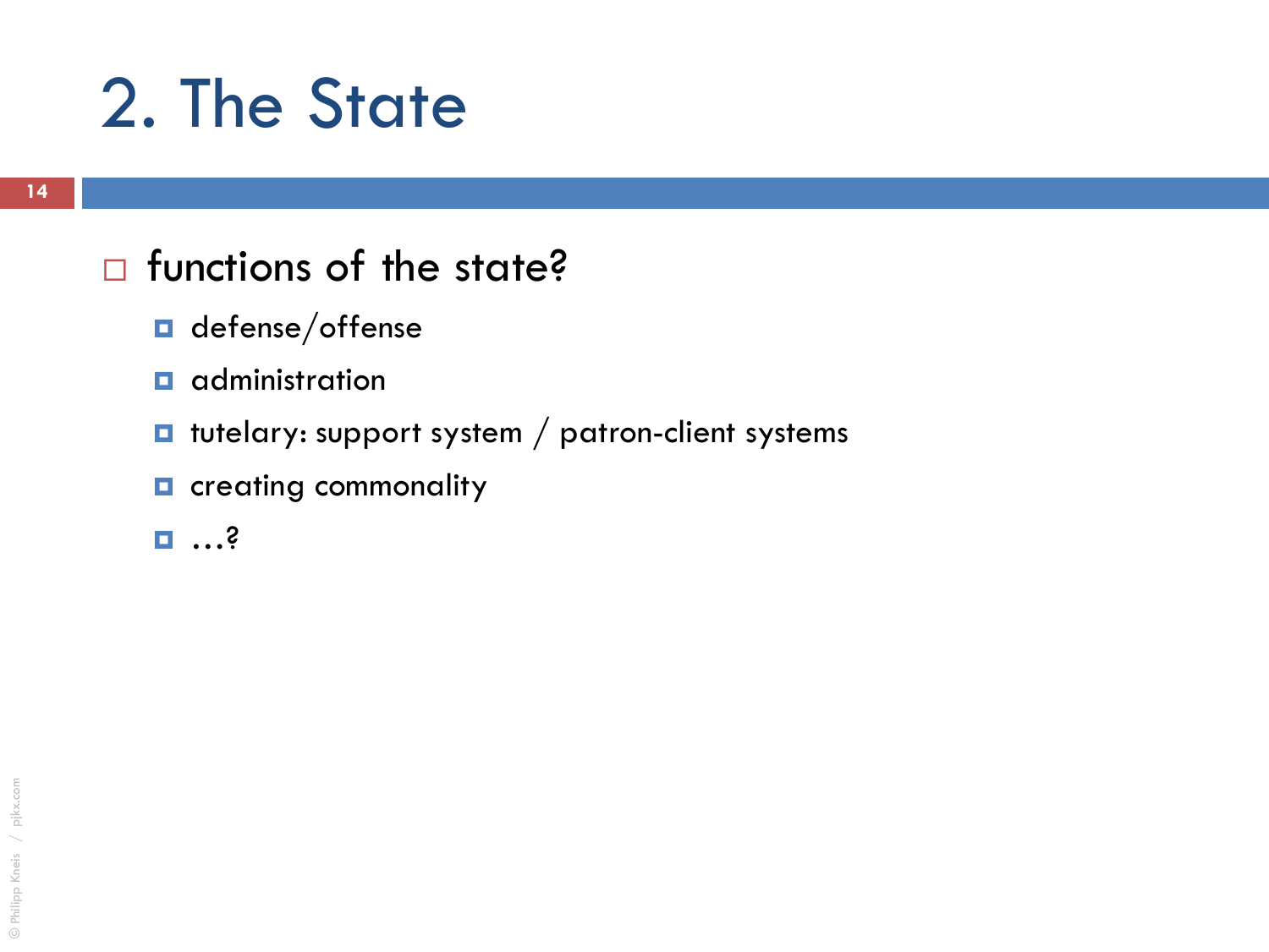# 2. The State

- functions of the state?
  - defense/offense
  - administration
  - tutelary: support system / patron-client systems
  - creating commonality
  - ...?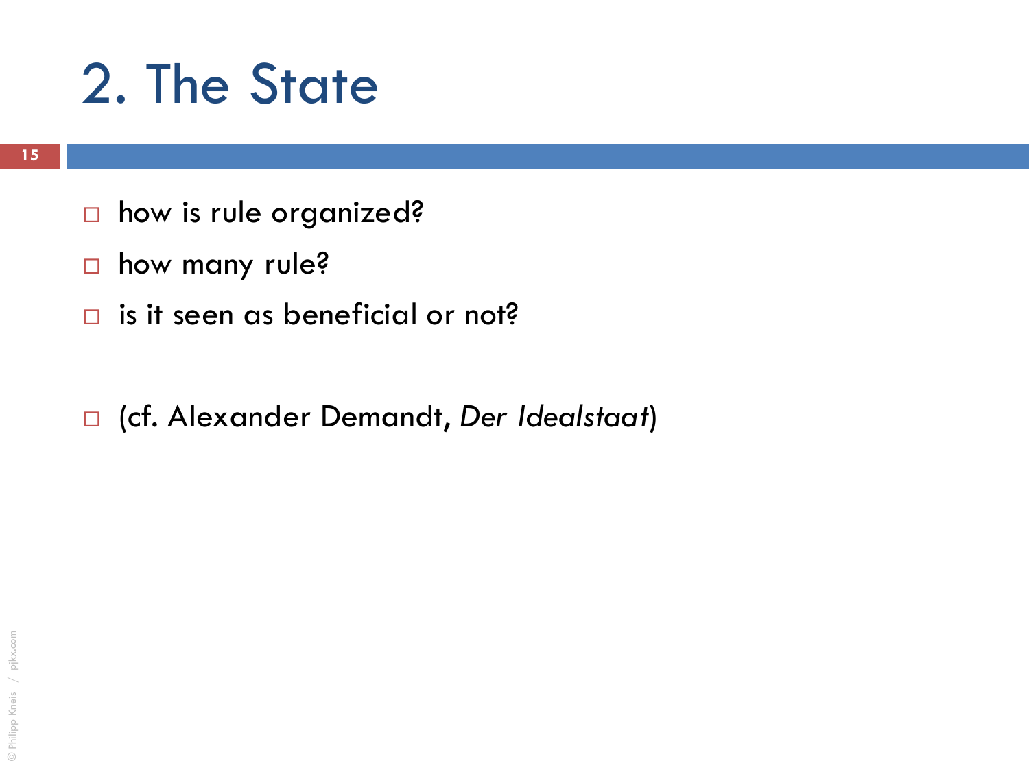# 2. The State

- how is rule organized?
- how many rule?
- is it seen as beneficial or not?

- (cf. Alexander Demandt, *Der Idealstaat*)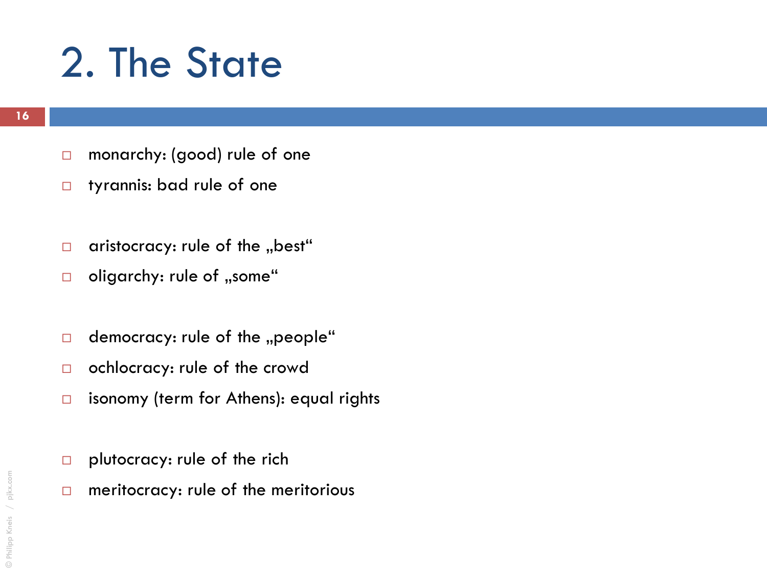# 2. The State

- monarchy: (good) rule of one
- tyrannis: bad rule of one

- aristocracy: rule of the „best“
- oligarchy: rule of „some“

- democracy: rule of the „people“
- ochlocracy: rule of the crowd
- isonomy (term for Athens): equal rights

- plutocracy: rule of the rich
- meritocracy: rule of the meritorious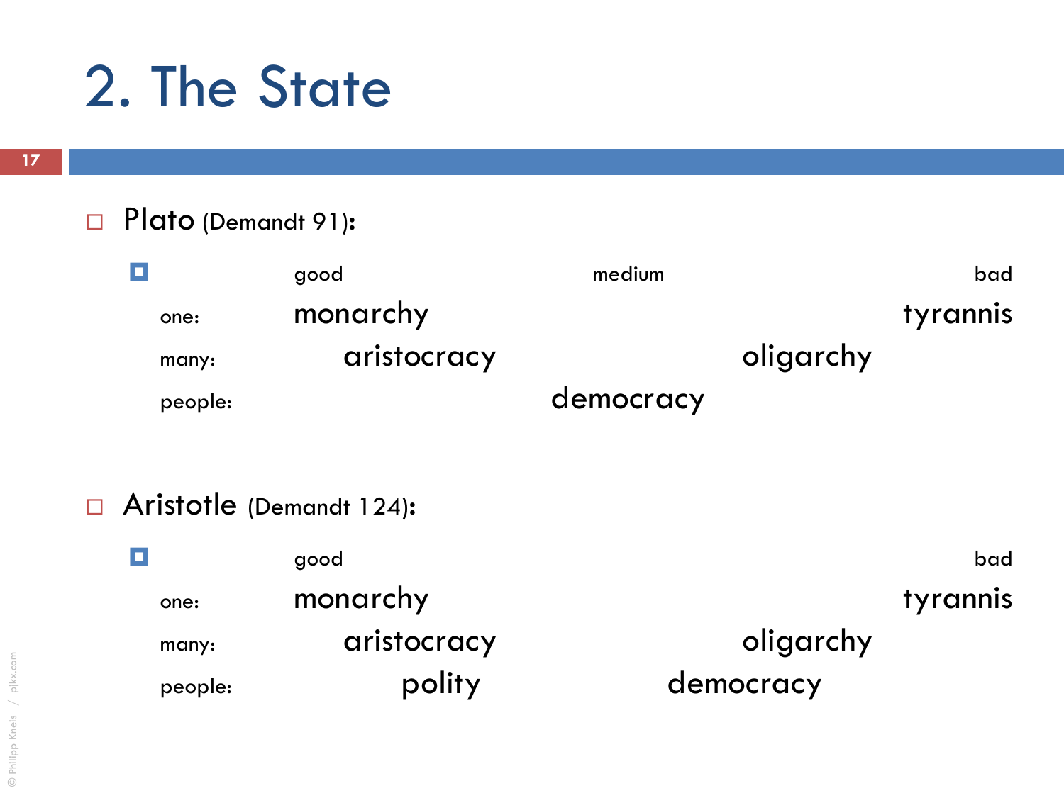# 2. The State

- Plato (Demandt 91):

|  | good |  | medium |  | bad |
|---|---|---|---|---|---|
| one: | monarchy |  |  |  | tyrannis |
| many: |  | aristocracy |  | oligarchy |  |
| people: |  |  | democracy |  |  |

- Aristotle (Demandt 124):

|  | good |  |  |  | bad |
|---|---|---|---|---|---|
| one: | monarchy |  |  |  | tyrannis |
| many: |  | aristocracy |  | oligarchy |  |
| people: |  | polity | democracy |  |  |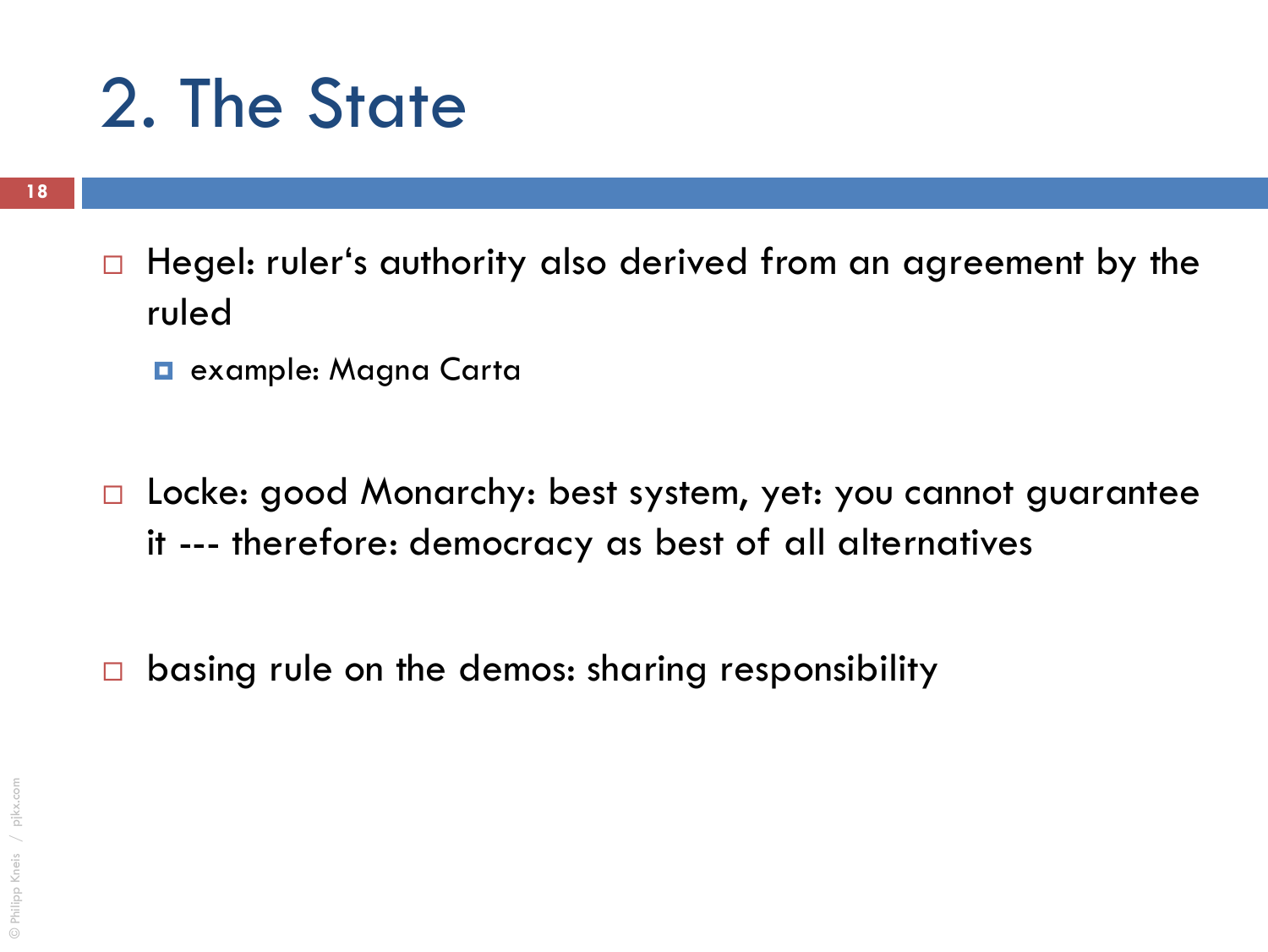# 2. The State

- Hegel: ruler's authority also derived from an agreement by the ruled
  - example: Magna Carta

- Locke: good Monarchy: best system, yet: you cannot guarantee it --- therefore: democracy as best of all alternatives

- basing rule on the demos: sharing responsibility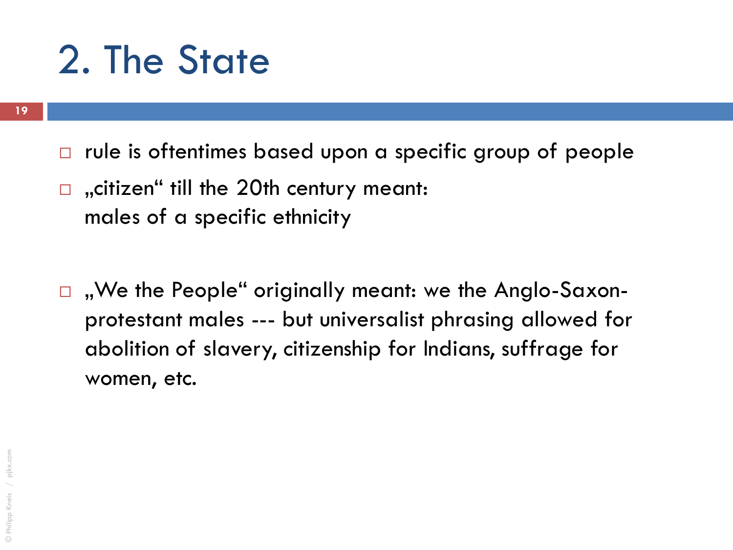# 2. The State

- rule is oftentimes based upon a specific group of people
- „citizen“ till the 20th century meant:
  males of a specific ethnicity

- „We the People“ originally meant: we the Anglo-Saxon-protestant males --- but universalist phrasing allowed for abolition of slavery, citizenship for Indians, suffrage for women, etc.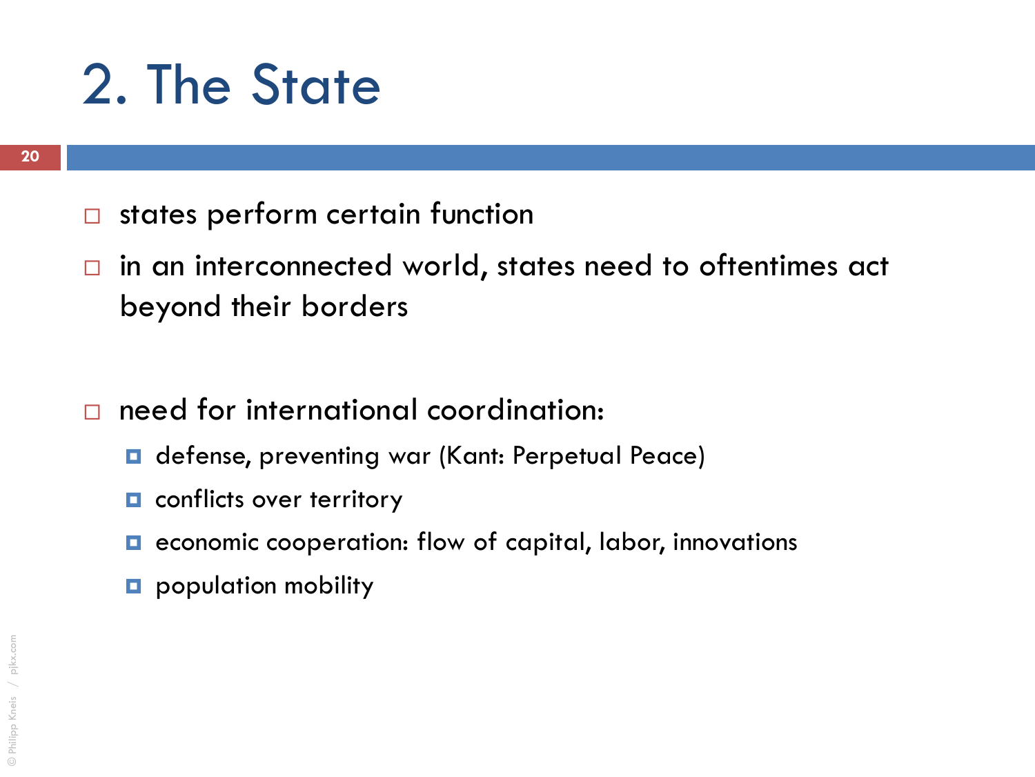# 2. The State

- states perform certain function
- in an interconnected world, states need to oftentimes act beyond their borders

- need for international coordination:
  - defense, preventing war (Kant: Perpetual Peace)
  - conflicts over territory
  - economic cooperation: flow of capital, labor, innovations
  - population mobility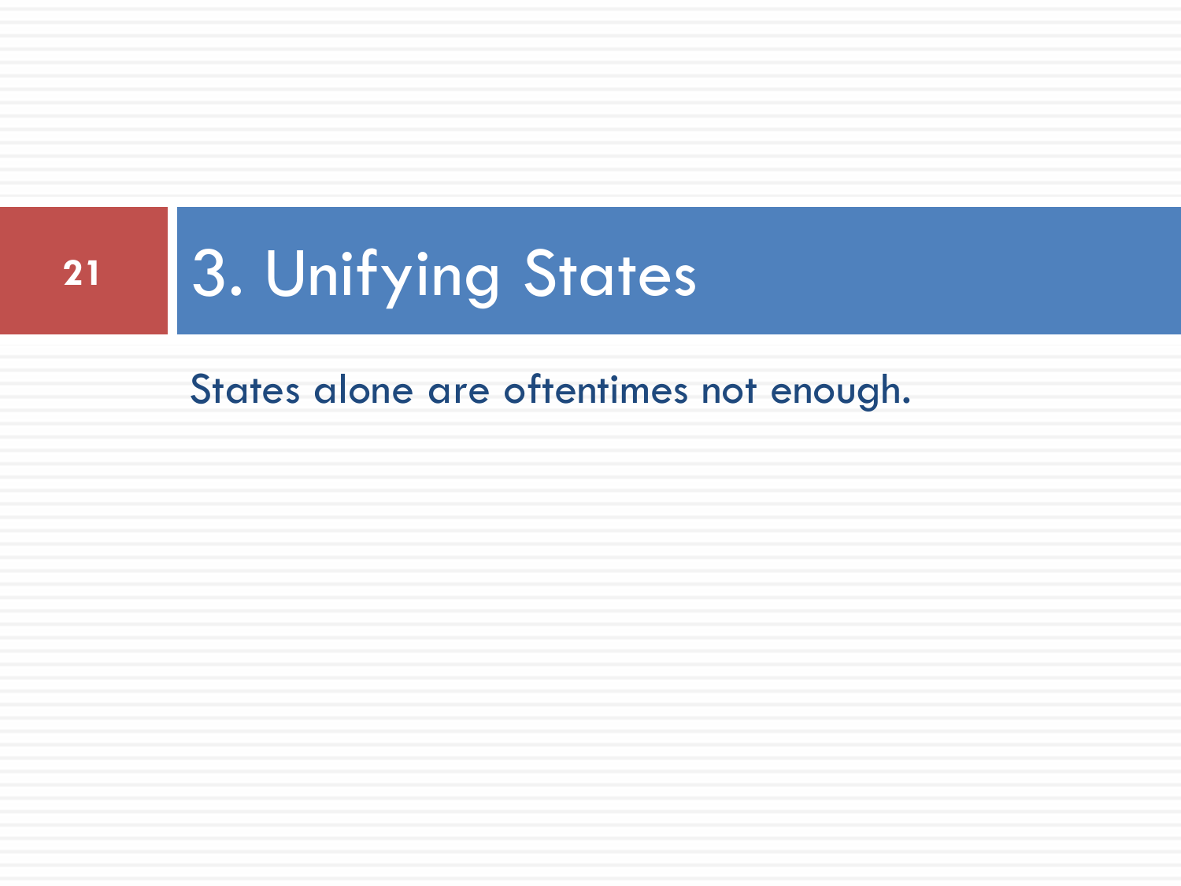# 3. Unifying States

States alone are oftentimes not enough.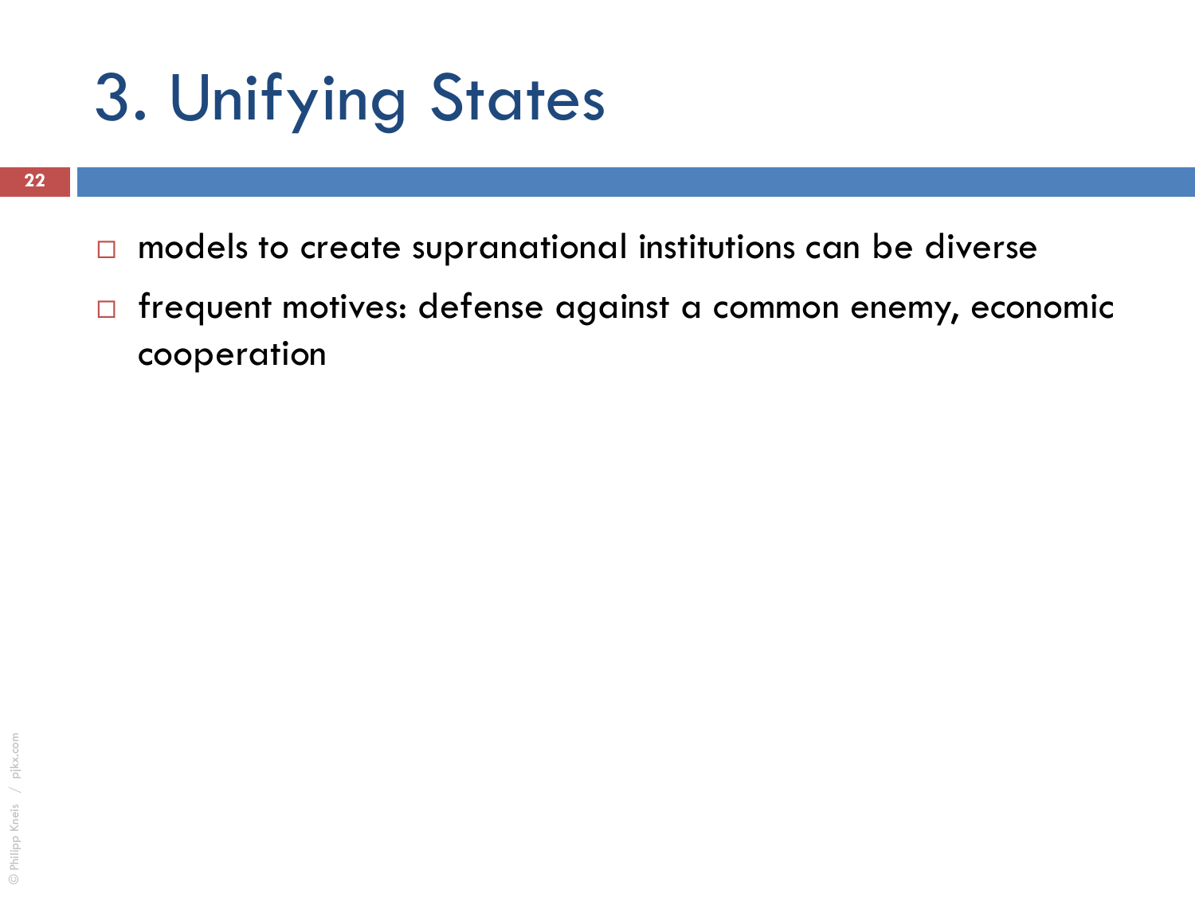# 3. Unifying States

- models to create supranational institutions can be diverse
- frequent motives: defense against a common enemy, economic cooperation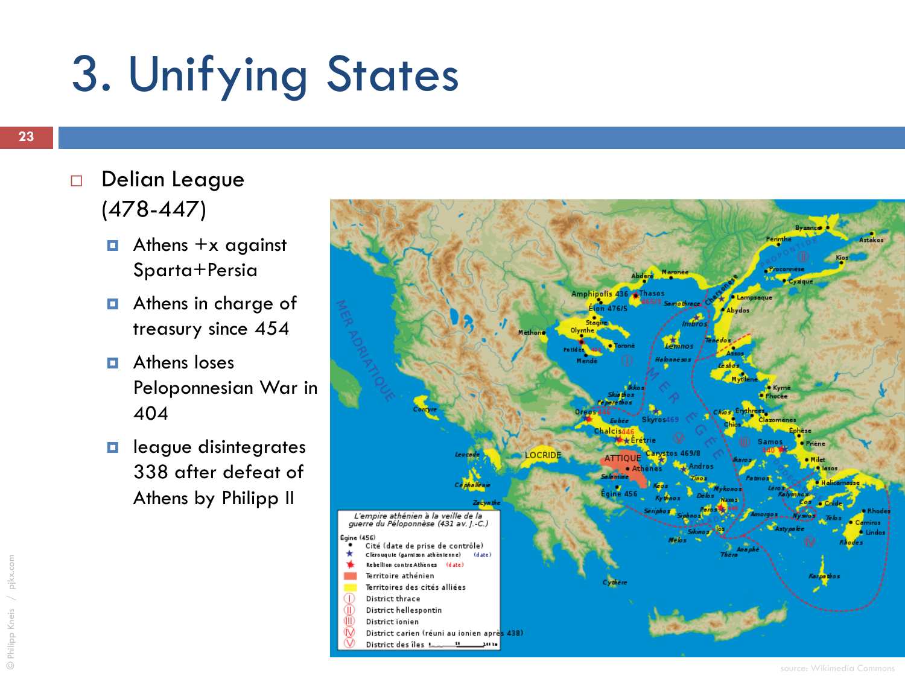# 3. Unifying States

- Delian League (478-447)
  - Athens +x against Sparta+Persia
  - Athens in charge of treasury since 454
  - Athens loses Peloponnesian War in 404
  - league disintegrates 338 after defeat of Athens by Philipp II

source: Wikimedia Commons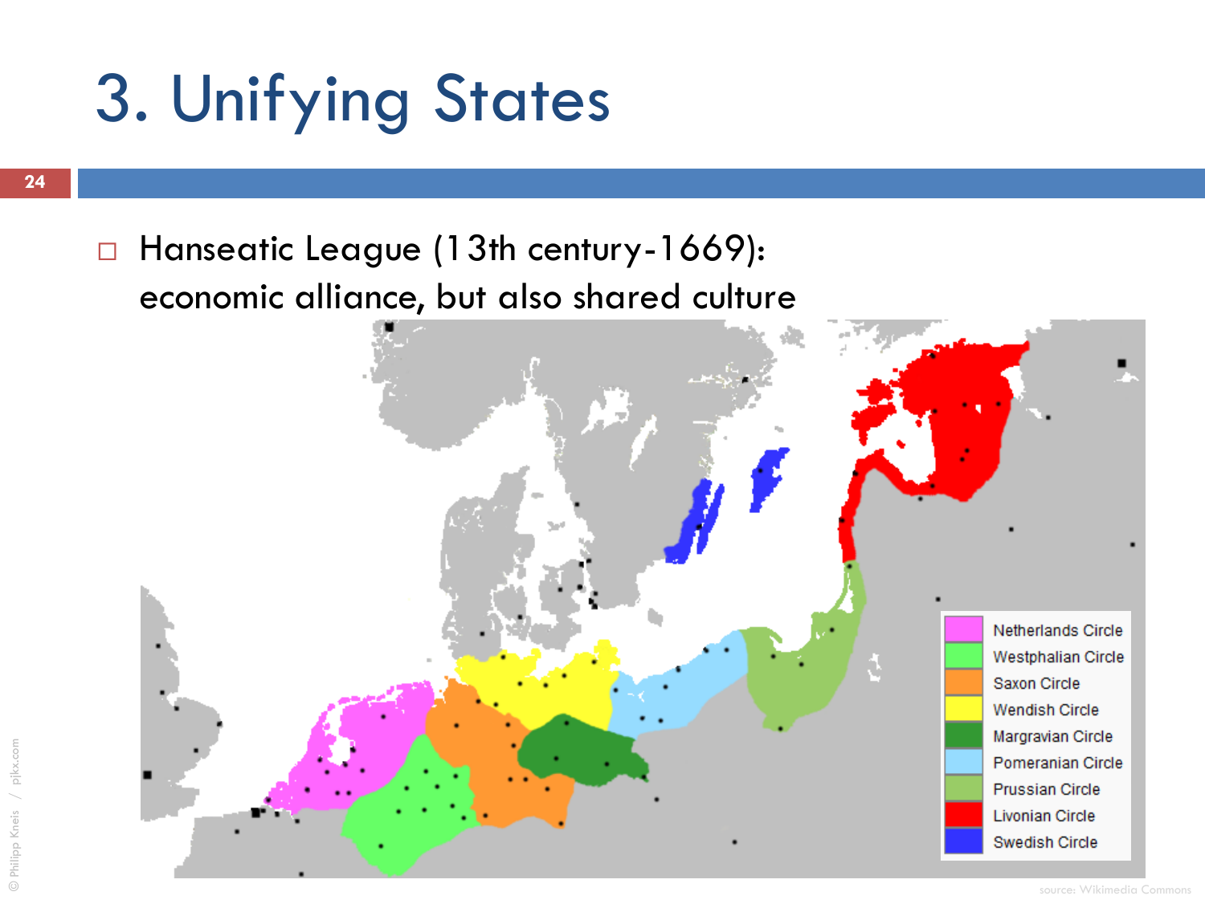# 3. Unifying States

- Hanseatic League (13th century-1669): economic alliance, but also shared culture

Netherlands Circle
Westphalian Circle
Saxon Circle
Wendish Circle
Margravian Circle
Pomeranian Circle
Prussian Circle
Livonian Circle
Swedish Circle

source: Wikimedia Commons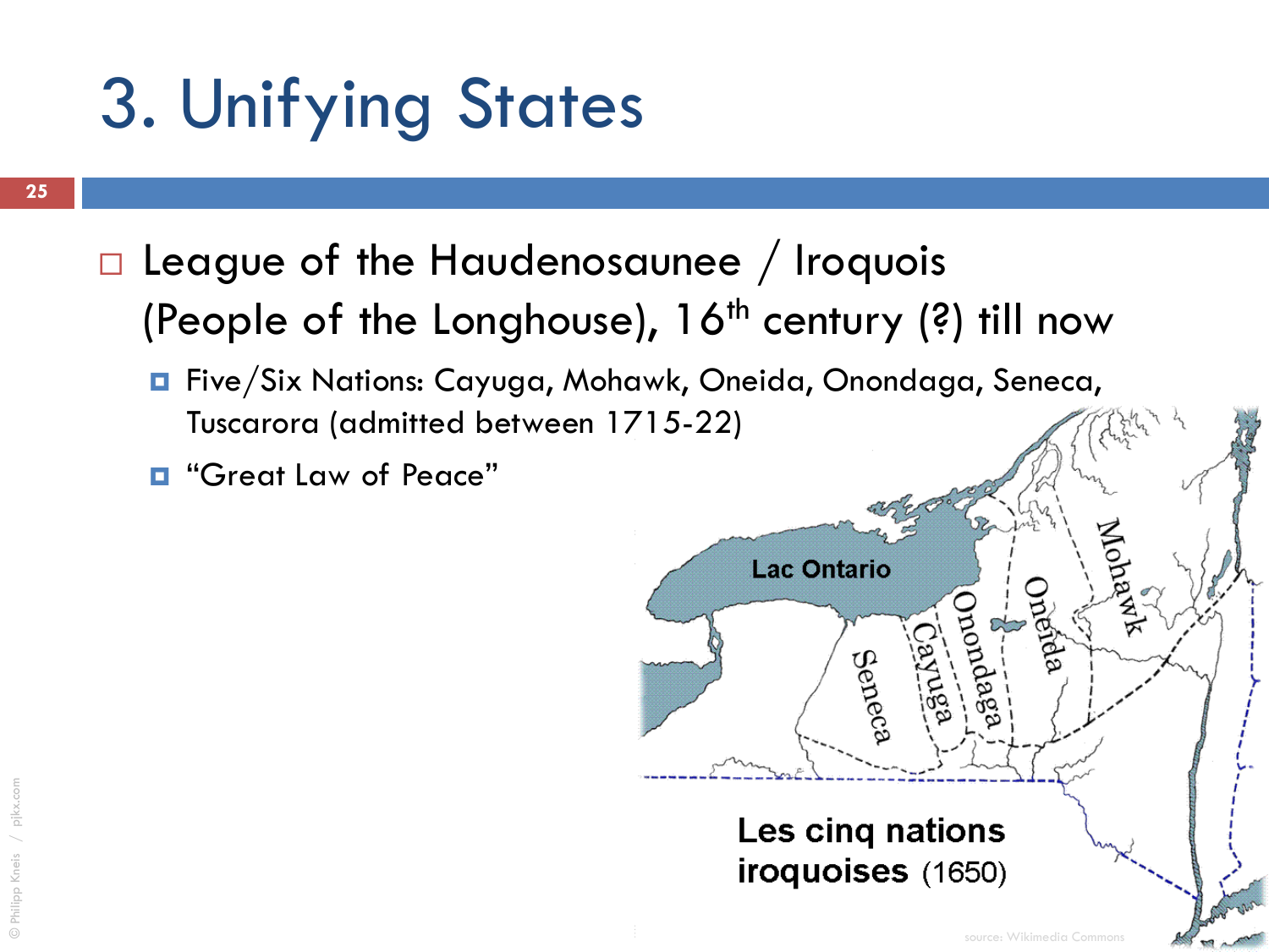# 3. Unifying States

- League of the Haudenosaunee / Iroquois (People of the Longhouse), 16th century (?) till now
  - Five/Six Nations: Cayuga, Mohawk, Oneida, Onondaga, Seneca, Tuscarora (admitted between 1715-22)
  - "Great Law of Peace"

Les cinq nations iroquoises (1650)

source: Wikimedia Commons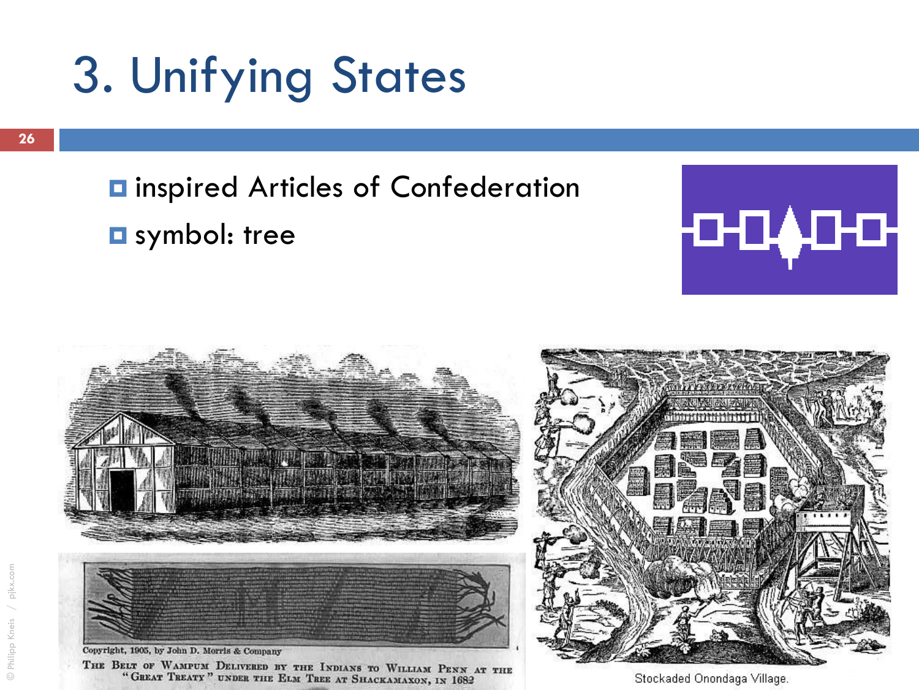# 3. Unifying States

- inspired Articles of Confederation
- symbol: tree

Copyright, 1905, by John D. Morris & Company

The Belt of Wampum Delivered by the Indians to William Penn at the "Great Treaty" under the Elm Tree at Shackamaxon, in 1682

Stockaded Onondaga Village.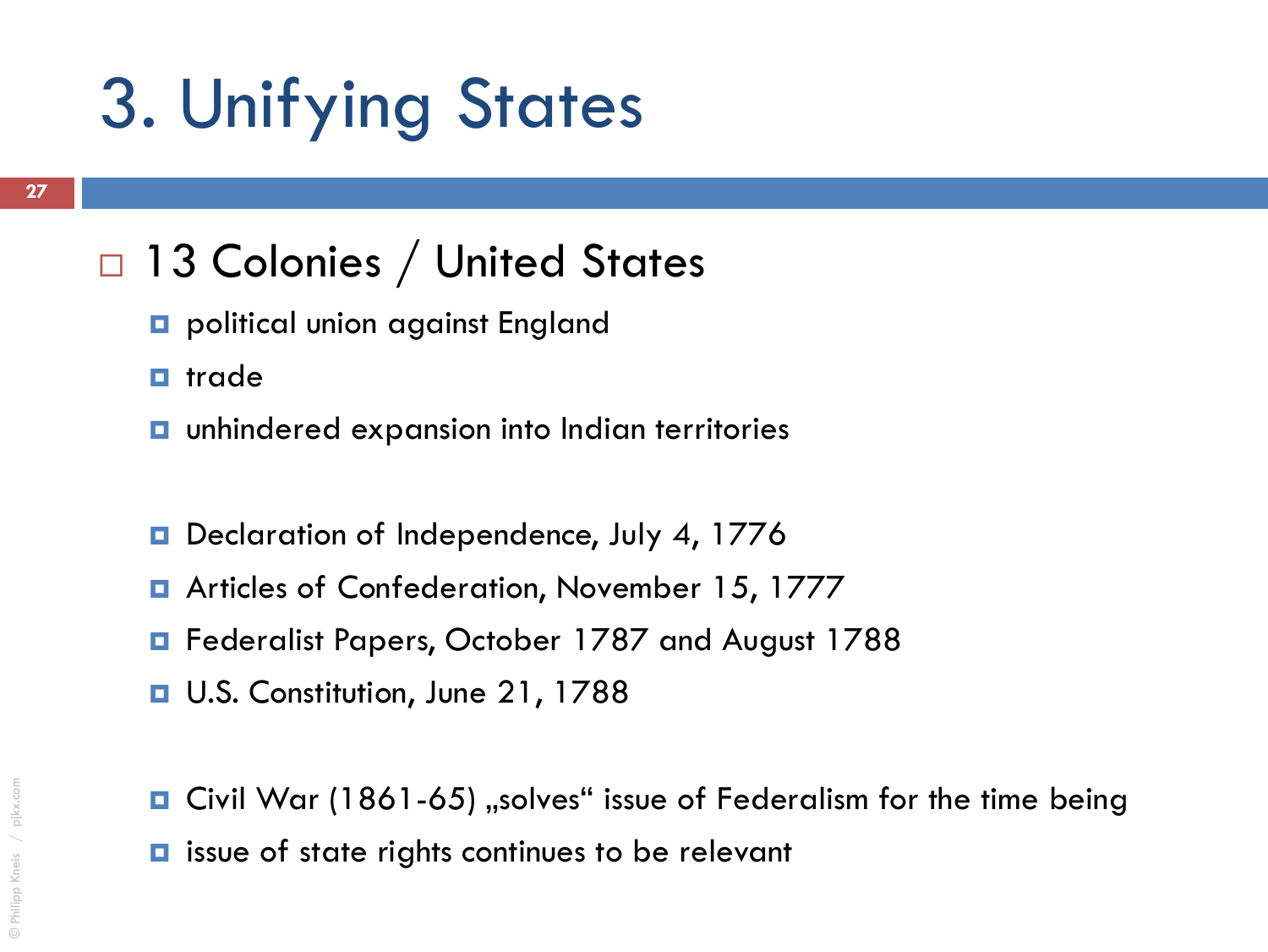# 3. Unifying States

- 13 Colonies / United States
  - political union against England
  - trade
  - unhindered expansion into Indian territories

  - Declaration of Independence, July 4, 1776
  - Articles of Confederation, November 15, 1777
  - Federalist Papers, October 1787 and August 1788
  - U.S. Constitution, June 21, 1788

  - Civil War (1861-65) „solves“ issue of Federalism for the time being
  - issue of state rights continues to be relevant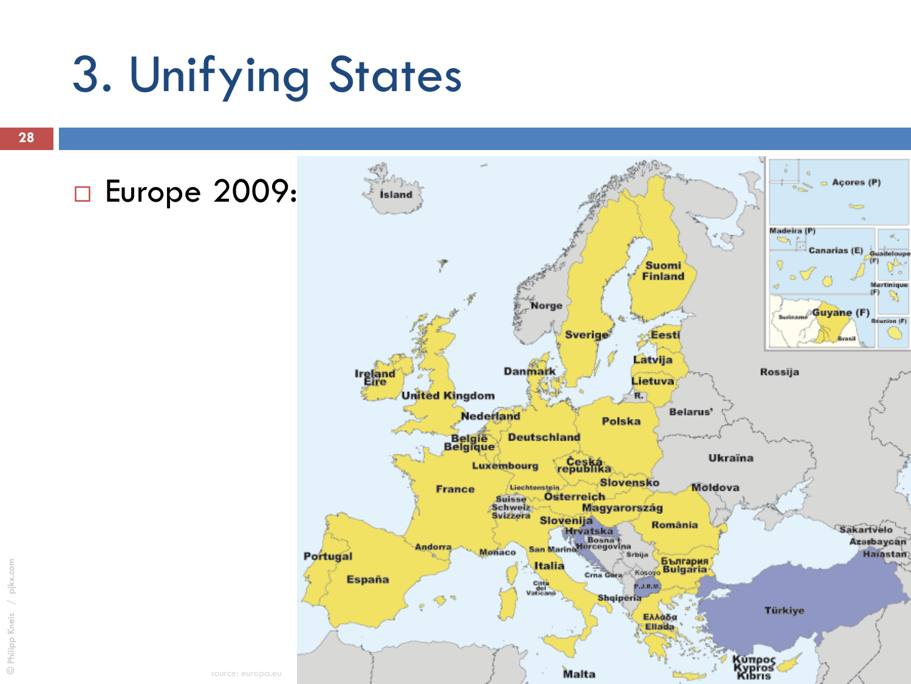# 3. Unifying States

- Europe 2009:

source: europa.eu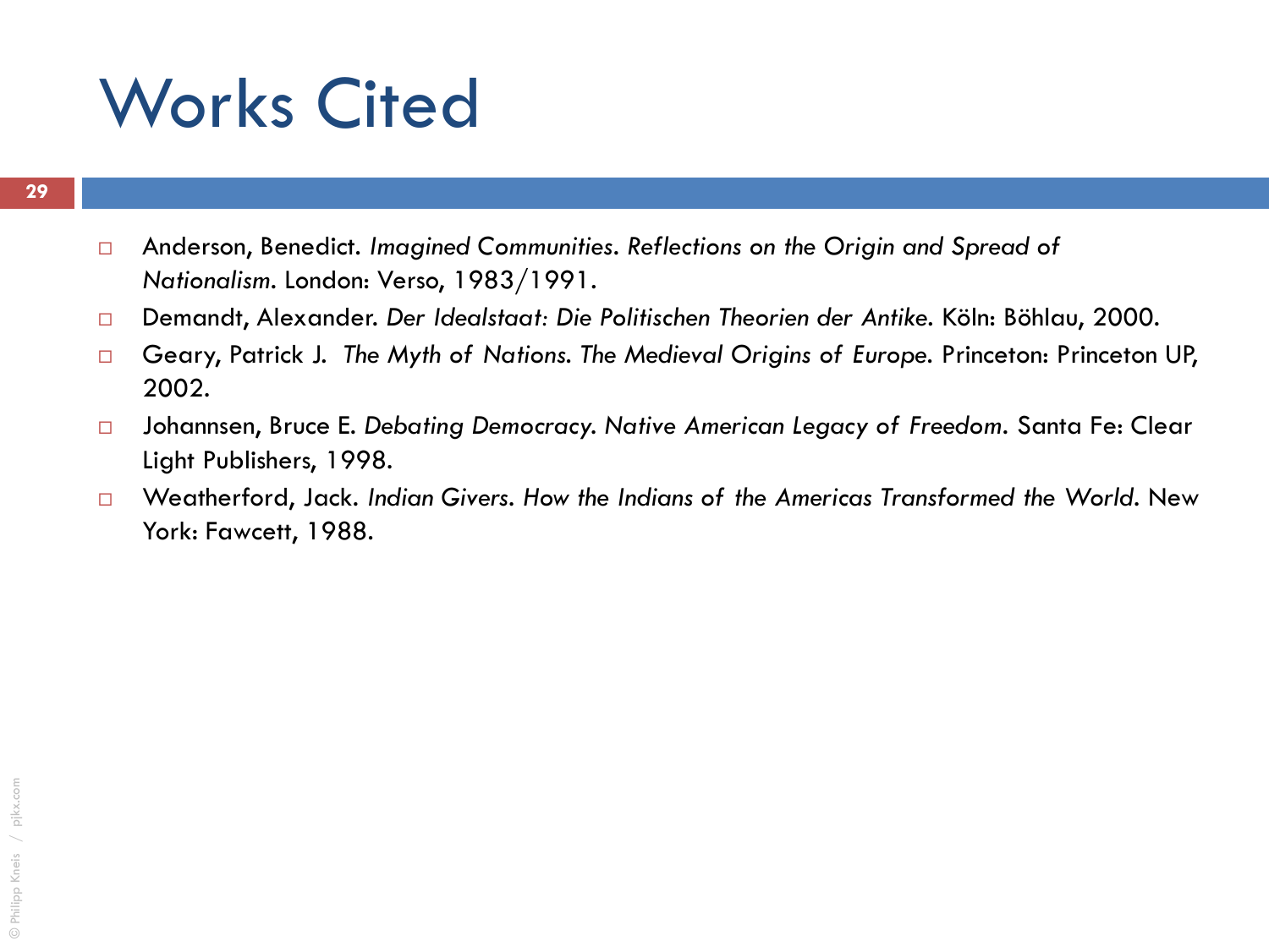# Works Cited

- Anderson, Benedict. *Imagined Communities. Reflections on the Origin and Spread of Nationalism*. London: Verso, 1983/1991.
- Demandt, Alexander. *Der Idealstaat: Die Politischen Theorien der Antike*. Köln: Böhlau, 2000.
- Geary, Patrick J. *The Myth of Nations. The Medieval Origins of Europe*. Princeton: Princeton UP, 2002.
- Johannsen, Bruce E. *Debating Democracy. Native American Legacy of Freedom*. Santa Fe: Clear Light Publishers, 1998.
- Weatherford, Jack. *Indian Givers. How the Indians of the Americas Transformed the World*. New York: Fawcett, 1988.